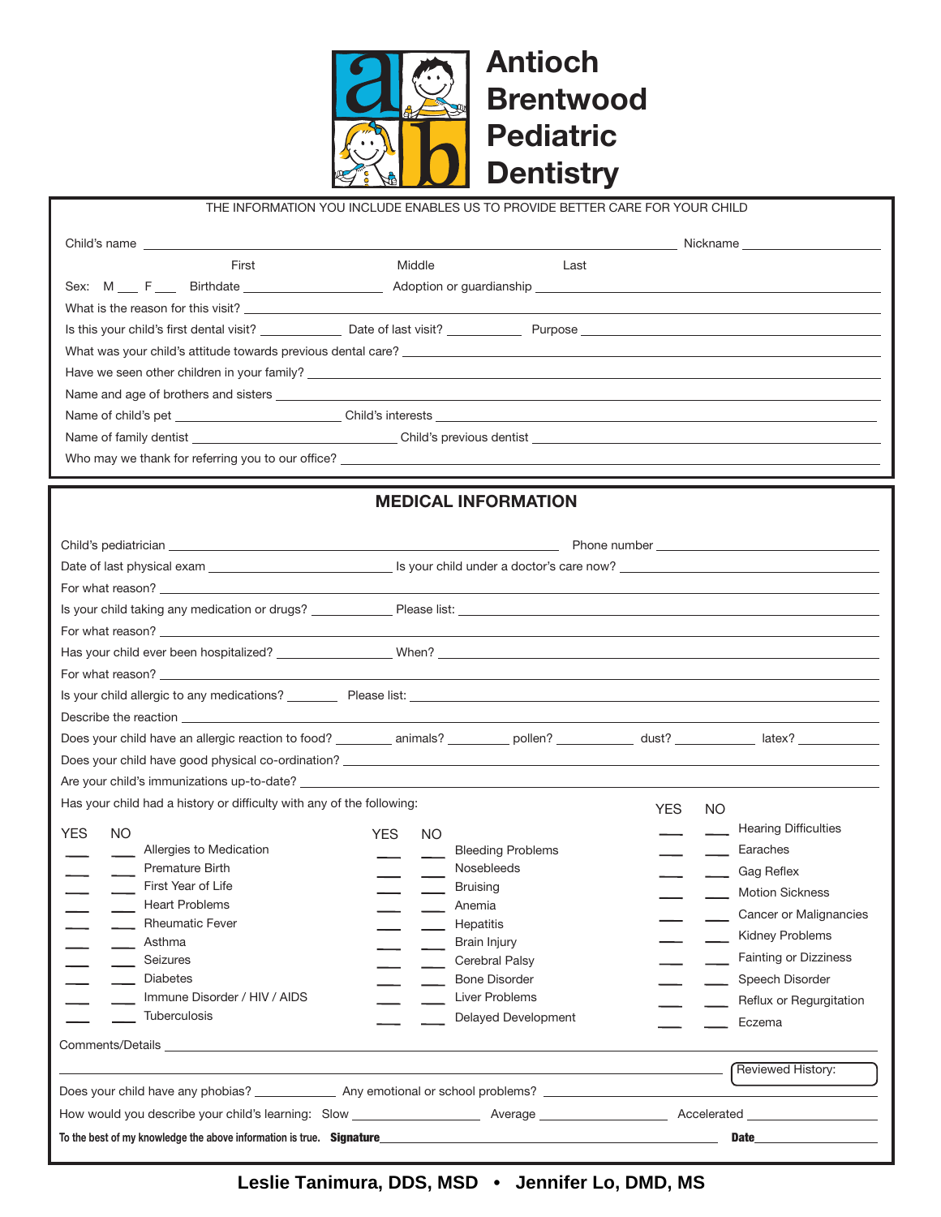# Antioch Brentwood Pediatric Dentistry

THE INFORMATION YOU INCLUDE ENABLES US TO PROVIDE BETTER CARE FOR YOUR CHILD

Child's name ______________________________ Nickname ______________

First Middle Last

Sex: M ___ F ___ Birthdate ______________ Adoption or guardianship ______________

What is the reason for this visit? ______________

Is this your child's first dental visit? ________ Date of last visit? ________ Purpose ______________

What was your child's attitude towards previous dental care? ______________

Have we seen other children in your family? ______________

Name and age of brothers and sisters ______________

Name of child's pet ______________ Child's interests ______________

Name of family dentist ______________ Child's previous dentist ______________

Who may we thank for referring you to our office? ______________

## MEDICAL INFORMATION

Child's pediatrician ______________ Phone number ______________

Date of last physical exam ______________ Is your child under a doctor's care now? ______________

For what reason? ______________

Is your child taking any medication or drugs? ________ Please list: ______________

For what reason? ______________

Has your child ever been hospitalized? ________ When? ______________

For what reason? ______________

Is your child allergic to any medications? ________ Please list: ______________

Describe the reaction ______________

Does your child have an allergic reaction to food? ________ animals? ________ pollen? ________ dust? ________ latex? ________

Does your child have good physical co-ordination? ______________

Are your child's immunizations up-to-date? ______________

Has your child had a history or difficulty with any of the following:

| YES | NO | | YES | NO | | YES | NO | |
|---|---|---|---|---|---|---|---|---|
| ___ | ___ | Allergies to Medication | ___ | ___ | Bleeding Problems | ___ | ___ | Hearing Difficulties |
| ___ | ___ | Premature Birth | ___ | ___ | Nosebleeds | ___ | ___ | Earaches |
| ___ | ___ | First Year of Life | ___ | ___ | Bruising | ___ | ___ | Gag Reflex |
| ___ | ___ | Heart Problems | ___ | ___ | Anemia | ___ | ___ | Motion Sickness |
| ___ | ___ | Rheumatic Fever | ___ | ___ | Hepatitis | ___ | ___ | Cancer or Malignancies |
| ___ | ___ | Asthma | ___ | ___ | Brain Injury | ___ | ___ | Kidney Problems |
| ___ | ___ | Seizures | ___ | ___ | Cerebral Palsy | ___ | ___ | Fainting or Dizziness |
| ___ | ___ | Diabetes | ___ | ___ | Bone Disorder | ___ | ___ | Speech Disorder |
| ___ | ___ | Immune Disorder / HIV / AIDS | ___ | ___ | Liver Problems | ___ | ___ | Reflux or Regurgitation |
| ___ | ___ | Tuberculosis | ___ | ___ | Delayed Development | ___ | ___ | Eczema |

Comments/Details ______________

______________ Reviewed History:

Does your child have any phobias? ________ Any emotional or school problems? ______________

How would you describe your child's learning: Slow ________ Average ________ Accelerated ________

**To the best of my knowledge the above information is true. Signature**______________ **Date**________

**Leslie Tanimura, DDS, MSD • Jennifer Lo, DMD, MS**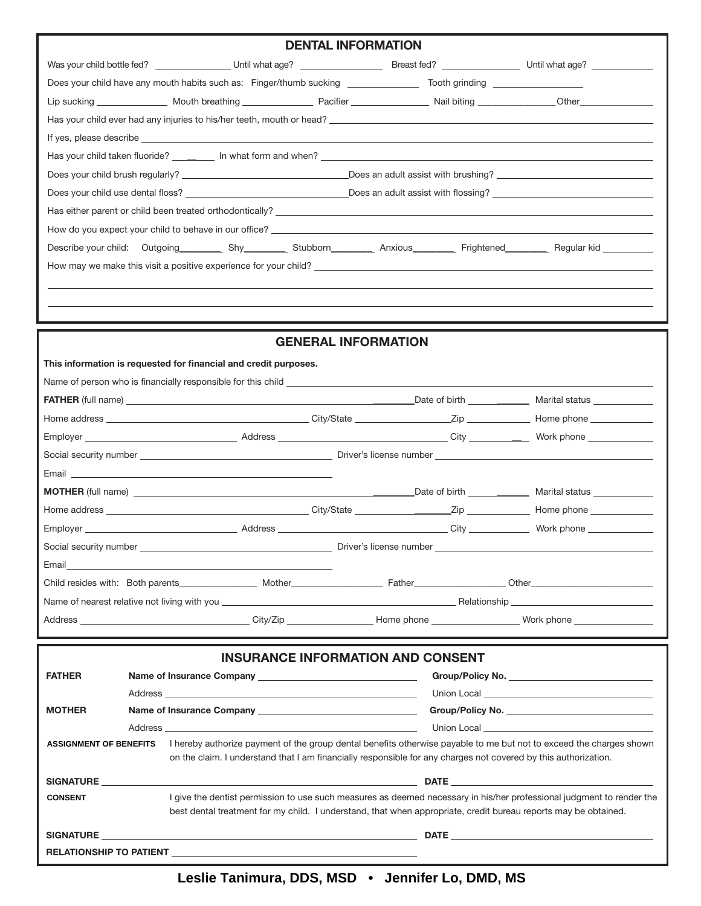## DENTAL INFORMATION

Was your child bottle fed? ______________ Until what age? ______________ Breast fed? ______________ Until what age? ______________

Does your child have any mouth habits such as: Finger/thumb sucking ______________ Tooth grinding ______________

Lip sucking ______________ Mouth breathing ______________ Pacifier ______________ Nail biting ______________ Other ______________

Has your child ever had any injuries to his/her teeth, mouth or head? ______________

If yes, please describe ______________

Has your child taken fluoride? ______ In what form and when? ______________

Does your child brush regularly? ______________ Does an adult assist with brushing? ______________

Does your child use dental floss? ______________ Does an adult assist with flossing? ______________

Has either parent or child been treated orthodontically? ______________

How do you expect your child to behave in our office? ______________

Describe your child: Outgoing ________ Shy ________ Stubborn ________ Anxious ________ Frightened ________ Regular kid ________

How may we make this visit a positive experience for your child? ______________

______________

______________

## GENERAL INFORMATION

**This information is requested for financial and credit purposes.**

Name of person who is financially responsible for this child ______________

**FATHER** (full name) ______________ Date of birth ______________ Marital status ______________

Home address ______________ City/State ______________ Zip ______________ Home phone ______________

Employer ______________ Address ______________ City ______________ Work phone ______________

Social security number ______________ Driver's license number ______________

Email ______________

**MOTHER** (full name) ______________ Date of birth ______________ Marital status ______________

Home address ______________ City/State ______________ Zip ______________ Home phone ______________

Employer ______________ Address ______________ City ______________ Work phone ______________

Social security number ______________ Driver's license number ______________

Email ______________

Child resides with: Both parents ______________ Mother ______________ Father ______________ Other ______________

Name of nearest relative not living with you ______________ Relationship ______________

Address ______________ City/Zip ______________ Home phone ______________ Work phone ______________

## INSURANCE INFORMATION AND CONSENT

**FATHER** **Name of Insurance Company** ______________ **Group/Policy No.** ______________

Address ______________ Union Local ______________

**MOTHER** **Name of Insurance Company** ______________ **Group/Policy No.** ______________

Address ______________ Union Local ______________

**ASSIGNMENT OF BENEFITS** I hereby authorize payment of the group dental benefits otherwise payable to me but not to exceed the charges shown on the claim. I understand that I am financially responsible for any charges not covered by this authorization.

**SIGNATURE** ______________ **DATE** ______________

**CONSENT** I give the dentist permission to use such measures as deemed necessary in his/her professional judgment to render the best dental treatment for my child. I understand, that when appropriate, credit bureau reports may be obtained.

**SIGNATURE** ______________ **DATE** ______________

**RELATIONSHIP TO PATIENT** ______________

**Leslie Tanimura, DDS, MSD • Jennifer Lo, DMD, MS**